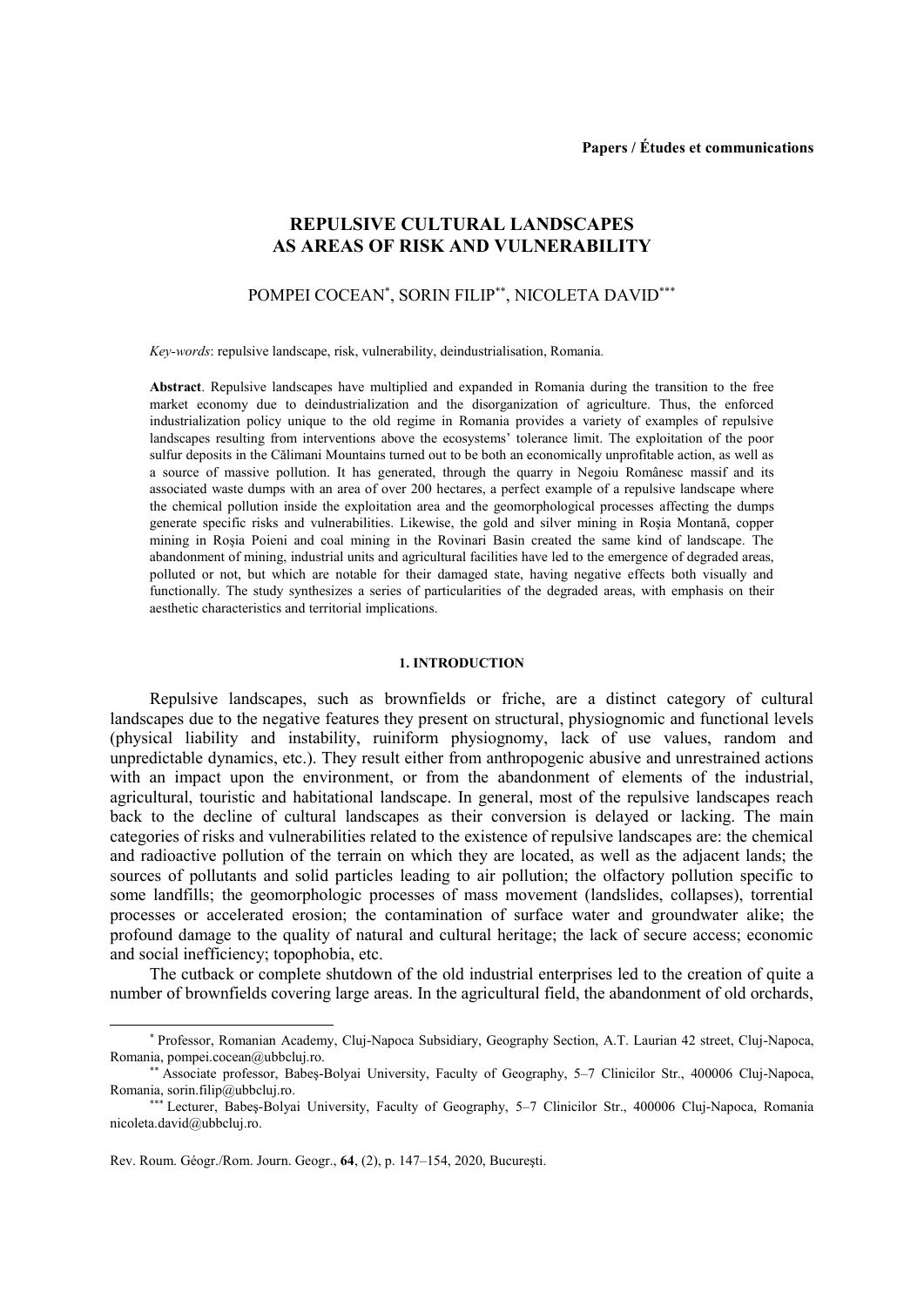**Papers / Études et communications**

# REPULSIVE CULTURAL LANDSCAPES AS AREAS OF RISK AND VULNERABILITY

POMPEI COCEAN[*], SORIN FILIP[**], NICOLETA DAVID[***]

*Key-words*: repulsive landscape, risk, vulnerability, deindustrialisation, Romania.

**Abstract**. Repulsive landscapes have multiplied and expanded in Romania during the transition to the free market economy due to deindustrialization and the disorganization of agriculture. Thus, the enforced industrialization policy unique to the old regime in Romania provides a variety of examples of repulsive landscapes resulting from interventions above the ecosystems' tolerance limit. The exploitation of the poor sulfur deposits in the Călimani Mountains turned out to be both an economically unprofitable action, as well as a source of massive pollution. It has generated, through the quarry in Negoiu Românesc massif and its associated waste dumps with an area of over 200 hectares, a perfect example of a repulsive landscape where the chemical pollution inside the exploitation area and the geomorphological processes affecting the dumps generate specific risks and vulnerabilities. Likewise, the gold and silver mining in Roşia Montană, copper mining in Roşia Poieni and coal mining in the Rovinari Basin created the same kind of landscape. The abandonment of mining, industrial units and agricultural facilities have led to the emergence of degraded areas, polluted or not, but which are notable for their damaged state, having negative effects both visually and functionally. The study synthesizes a series of particularities of the degraded areas, with emphasis on their aesthetic characteristics and territorial implications.

## 1. INTRODUCTION

Repulsive landscapes, such as brownfields or friche, are a distinct category of cultural landscapes due to the negative features they present on structural, physiognomic and functional levels (physical liability and instability, ruiniform physiognomy, lack of use values, random and unpredictable dynamics, etc.). They result either from anthropogenic abusive and unrestrained actions with an impact upon the environment, or from the abandonment of elements of the industrial, agricultural, touristic and habitational landscape. In general, most of the repulsive landscapes reach back to the decline of cultural landscapes as their conversion is delayed or lacking. The main categories of risks and vulnerabilities related to the existence of repulsive landscapes are: the chemical and radioactive pollution of the terrain on which they are located, as well as the adjacent lands; the sources of pollutants and solid particles leading to air pollution; the olfactory pollution specific to some landfills; the geomorphologic processes of mass movement (landslides, collapses), torrential processes or accelerated erosion; the contamination of surface water and groundwater alike; the profound damage to the quality of natural and cultural heritage; the lack of secure access; economic and social inefficiency; topophobia, etc.

The cutback or complete shutdown of the old industrial enterprises led to the creation of quite a number of brownfields covering large areas. In the agricultural field, the abandonment of old orchards,

---

[*] Professor, Romanian Academy, Cluj-Napoca Subsidiary, Geography Section, A.T. Laurian 42 street, Cluj-Napoca, Romania, pompei.cocean@ubbcluj.ro.

[**] Associate professor, Babeş-Bolyai University, Faculty of Geography, 5–7 Clinicilor Str., 400006 Cluj-Napoca, Romania, sorin.filip@ubbcluj.ro.

[***] Lecturer, Babeş-Bolyai University, Faculty of Geography, 5–7 Clinicilor Str., 400006 Cluj-Napoca, Romania nicoleta.david@ubbcluj.ro.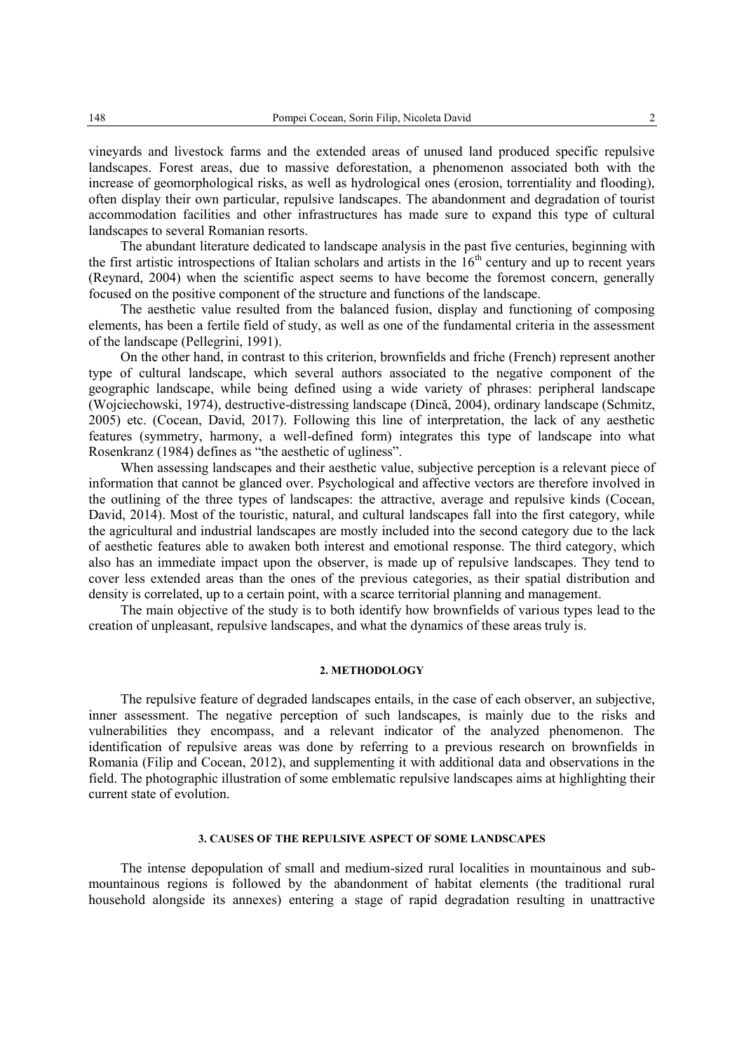vineyards and livestock farms and the extended areas of unused land produced specific repulsive landscapes. Forest areas, due to massive deforestation, a phenomenon associated both with the increase of geomorphological risks, as well as hydrological ones (erosion, torrentiality and flooding), often display their own particular, repulsive landscapes. The abandonment and degradation of tourist accommodation facilities and other infrastructures has made sure to expand this type of cultural landscapes to several Romanian resorts.

The abundant literature dedicated to landscape analysis in the past five centuries, beginning with the first artistic introspections of Italian scholars and artists in the 16th century and up to recent years (Reynard, 2004) when the scientific aspect seems to have become the foremost concern, generally focused on the positive component of the structure and functions of the landscape.

The aesthetic value resulted from the balanced fusion, display and functioning of composing elements, has been a fertile field of study, as well as one of the fundamental criteria in the assessment of the landscape (Pellegrini, 1991).

On the other hand, in contrast to this criterion, brownfields and friche (French) represent another type of cultural landscape, which several authors associated to the negative component of the geographic landscape, while being defined using a wide variety of phrases: peripheral landscape (Wojciechowski, 1974), destructive-distressing landscape (Dincă, 2004), ordinary landscape (Schmitz, 2005) etc. (Cocean, David, 2017). Following this line of interpretation, the lack of any aesthetic features (symmetry, harmony, a well-defined form) integrates this type of landscape into what Rosenkranz (1984) defines as "the aesthetic of ugliness".

When assessing landscapes and their aesthetic value, subjective perception is a relevant piece of information that cannot be glanced over. Psychological and affective vectors are therefore involved in the outlining of the three types of landscapes: the attractive, average and repulsive kinds (Cocean, David, 2014). Most of the touristic, natural, and cultural landscapes fall into the first category, while the agricultural and industrial landscapes are mostly included into the second category due to the lack of aesthetic features able to awaken both interest and emotional response. The third category, which also has an immediate impact upon the observer, is made up of repulsive landscapes. They tend to cover less extended areas than the ones of the previous categories, as their spatial distribution and density is correlated, up to a certain point, with a scarce territorial planning and management.

The main objective of the study is to both identify how brownfields of various types lead to the creation of unpleasant, repulsive landscapes, and what the dynamics of these areas truly is.

## 2. METHODOLOGY

The repulsive feature of degraded landscapes entails, in the case of each observer, an subjective, inner assessment. The negative perception of such landscapes, is mainly due to the risks and vulnerabilities they encompass, and a relevant indicator of the analyzed phenomenon. The identification of repulsive areas was done by referring to a previous research on brownfields in Romania (Filip and Cocean, 2012), and supplementing it with additional data and observations in the field. The photographic illustration of some emblematic repulsive landscapes aims at highlighting their current state of evolution.

## 3. CAUSES OF THE REPULSIVE ASPECT OF SOME LANDSCAPES

The intense depopulation of small and medium-sized rural localities in mountainous and sub-mountainous regions is followed by the abandonment of habitat elements (the traditional rural household alongside its annexes) entering a stage of rapid degradation resulting in unattractive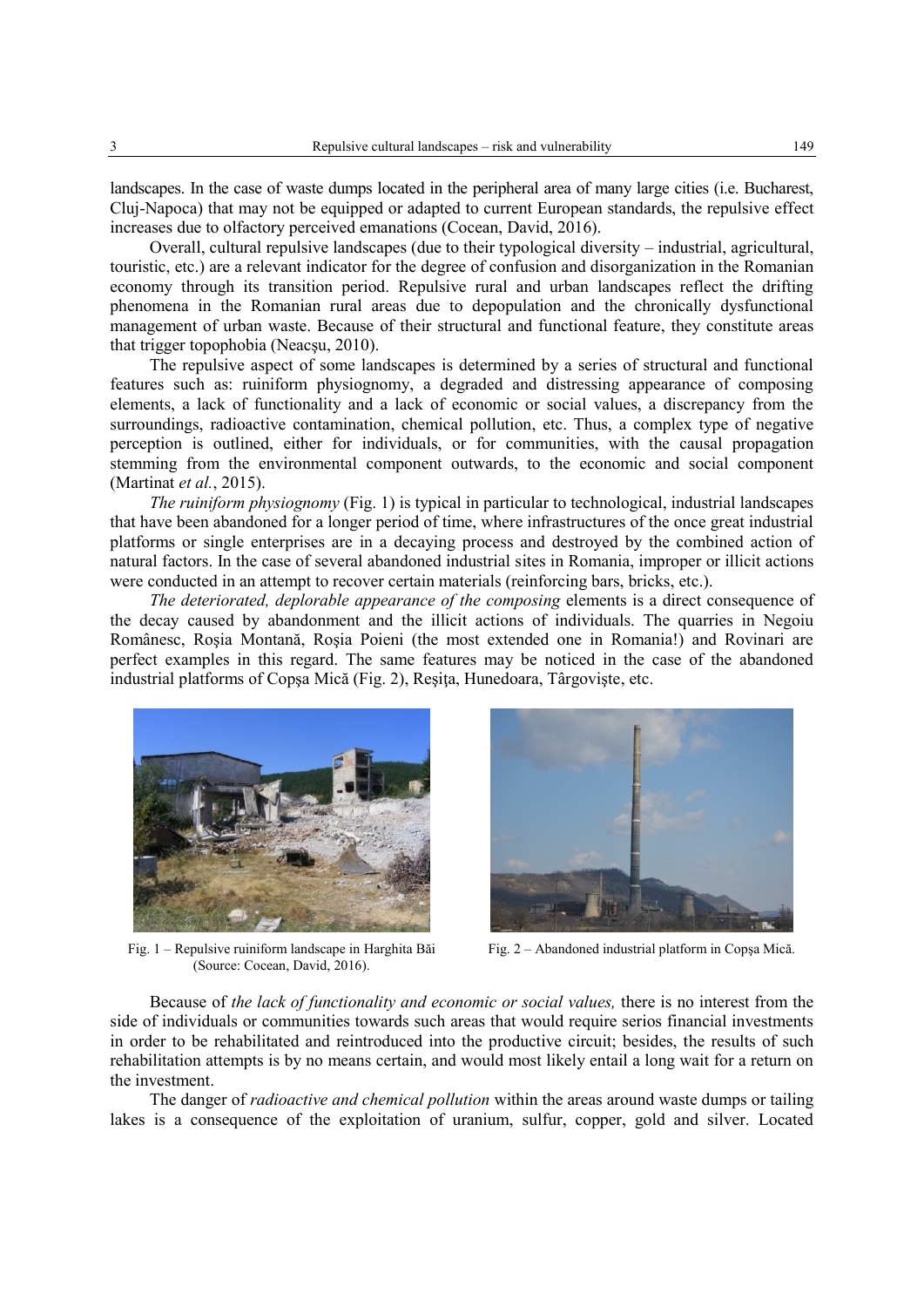landscapes. In the case of waste dumps located in the peripheral area of many large cities (i.e. Bucharest, Cluj-Napoca) that may not be equipped or adapted to current European standards, the repulsive effect increases due to olfactory perceived emanations (Cocean, David, 2016).

Overall, cultural repulsive landscapes (due to their typological diversity – industrial, agricultural, touristic, etc.) are a relevant indicator for the degree of confusion and disorganization in the Romanian economy through its transition period. Repulsive rural and urban landscapes reflect the drifting phenomena in the Romanian rural areas due to depopulation and the chronically dysfunctional management of urban waste. Because of their structural and functional feature, they constitute areas that trigger topophobia (Neacşu, 2010).

The repulsive aspect of some landscapes is determined by a series of structural and functional features such as: ruiniform physiognomy, a degraded and distressing appearance of composing elements, a lack of functionality and a lack of economic or social values, a discrepancy from the surroundings, radioactive contamination, chemical pollution, etc. Thus, a complex type of negative perception is outlined, either for individuals, or for communities, with the causal propagation stemming from the environmental component outwards, to the economic and social component (Martinat *et al.*, 2015).

*The ruiniform physiognomy* (Fig. 1) is typical in particular to technological, industrial landscapes that have been abandoned for a longer period of time, where infrastructures of the once great industrial platforms or single enterprises are in a decaying process and destroyed by the combined action of natural factors. In the case of several abandoned industrial sites in Romania, improper or illicit actions were conducted in an attempt to recover certain materials (reinforcing bars, bricks, etc.).

*The deteriorated, deplorable appearance of the composing* elements is a direct consequence of the decay caused by abandonment and the illicit actions of individuals. The quarries in Negoiu Românesc, Roşia Montană, Roşia Poieni (the most extended one in Romania!) and Rovinari are perfect examples in this regard. The same features may be noticed in the case of the abandoned industrial platforms of Copşa Mică (Fig. 2), Reşiţa, Hunedoara, Târgovişte, etc.

Fig. 1 – Repulsive ruiniform landscape in Harghita Băi (Source: Cocean, David, 2016).

Fig. 2 – Abandoned industrial platform in Copşa Mică.

Because of *the lack of functionality and economic or social values,* there is no interest from the side of individuals or communities towards such areas that would require serios financial investments in order to be rehabilitated and reintroduced into the productive circuit; besides, the results of such rehabilitation attempts is by no means certain, and would most likely entail a long wait for a return on the investment.

The danger of *radioactive and chemical pollution* within the areas around waste dumps or tailing lakes is a consequence of the exploitation of uranium, sulfur, copper, gold and silver. Located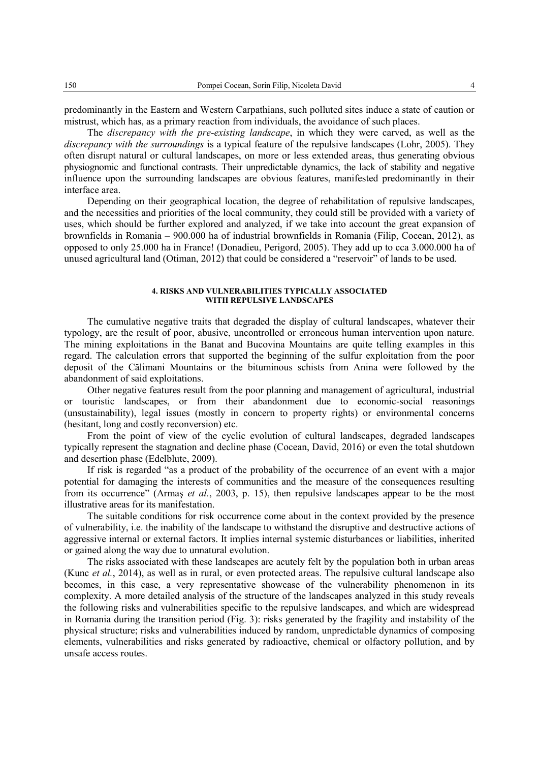predominantly in the Eastern and Western Carpathians, such polluted sites induce a state of caution or mistrust, which has, as a primary reaction from individuals, the avoidance of such places.

The *discrepancy with the pre-existing landscape*, in which they were carved, as well as the *discrepancy with the surroundings* is a typical feature of the repulsive landscapes (Lohr, 2005). They often disrupt natural or cultural landscapes, on more or less extended areas, thus generating obvious physiognomic and functional contrasts. Their unpredictable dynamics, the lack of stability and negative influence upon the surrounding landscapes are obvious features, manifested predominantly in their interface area.

Depending on their geographical location, the degree of rehabilitation of repulsive landscapes, and the necessities and priorities of the local community, they could still be provided with a variety of uses, which should be further explored and analyzed, if we take into account the great expansion of brownfields in Romania – 900.000 ha of industrial brownfields in Romania (Filip, Cocean, 2012), as opposed to only 25.000 ha in France! (Donadieu, Perigord, 2005). They add up to cca 3.000.000 ha of unused agricultural land (Otiman, 2012) that could be considered a "reservoir" of lands to be used.

## 4. RISKS AND VULNERABILITIES TYPICALLY ASSOCIATED WITH REPULSIVE LANDSCAPES

The cumulative negative traits that degraded the display of cultural landscapes, whatever their typology, are the result of poor, abusive, uncontrolled or erroneous human intervention upon nature. The mining exploitations in the Banat and Bucovina Mountains are quite telling examples in this regard. The calculation errors that supported the beginning of the sulfur exploitation from the poor deposit of the Călimani Mountains or the bituminous schists from Anina were followed by the abandonment of said exploitations.

Other negative features result from the poor planning and management of agricultural, industrial or touristic landscapes, or from their abandonment due to economic-social reasonings (unsustainability), legal issues (mostly in concern to property rights) or environmental concerns (hesitant, long and costly reconversion) etc.

From the point of view of the cyclic evolution of cultural landscapes, degraded landscapes typically represent the stagnation and decline phase (Cocean, David, 2016) or even the total shutdown and desertion phase (Edelblute, 2009).

If risk is regarded "as a product of the probability of the occurrence of an event with a major potential for damaging the interests of communities and the measure of the consequences resulting from its occurrence" (Armaş *et al.*, 2003, p. 15), then repulsive landscapes appear to be the most illustrative areas for its manifestation.

The suitable conditions for risk occurrence come about in the context provided by the presence of vulnerability, i.e. the inability of the landscape to withstand the disruptive and destructive actions of aggressive internal or external factors. It implies internal systemic disturbances or liabilities, inherited or gained along the way due to unnatural evolution.

The risks associated with these landscapes are acutely felt by the population both in urban areas (Kunc *et al.*, 2014), as well as in rural, or even protected areas. The repulsive cultural landscape also becomes, in this case, a very representative showcase of the vulnerability phenomenon in its complexity. A more detailed analysis of the structure of the landscapes analyzed in this study reveals the following risks and vulnerabilities specific to the repulsive landscapes, and which are widespread in Romania during the transition period (Fig. 3): risks generated by the fragility and instability of the physical structure; risks and vulnerabilities induced by random, unpredictable dynamics of composing elements, vulnerabilities and risks generated by radioactive, chemical or olfactory pollution, and by unsafe access routes.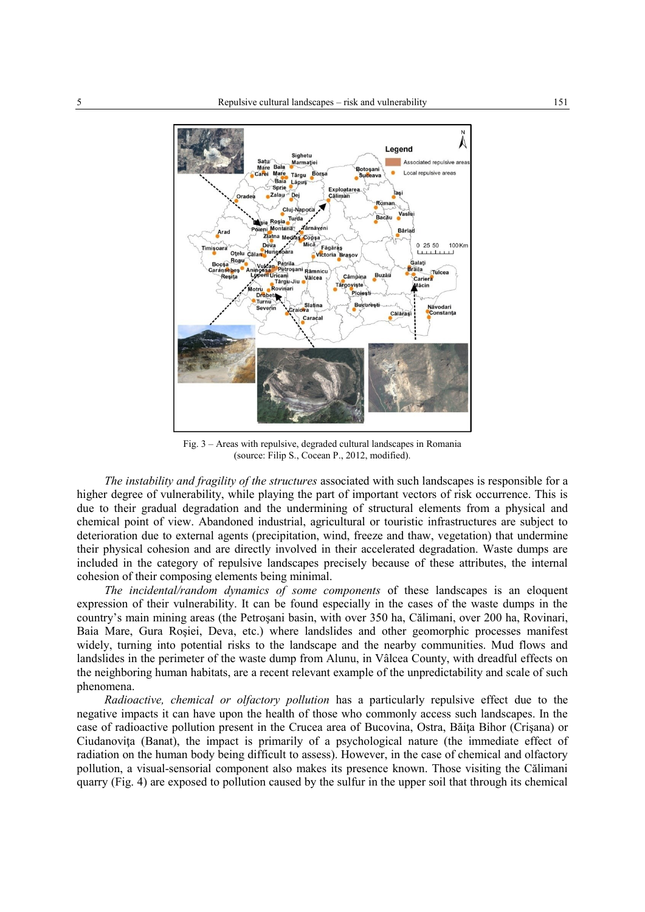Fig. 3 – Areas with repulsive, degraded cultural landscapes in Romania (source: Filip S., Cocean P., 2012, modified).

*The instability and fragility of the structures* associated with such landscapes is responsible for a higher degree of vulnerability, while playing the part of important vectors of risk occurrence. This is due to their gradual degradation and the undermining of structural elements from a physical and chemical point of view. Abandoned industrial, agricultural or touristic infrastructures are subject to deterioration due to external agents (precipitation, wind, freeze and thaw, vegetation) that undermine their physical cohesion and are directly involved in their accelerated degradation. Waste dumps are included in the category of repulsive landscapes precisely because of these attributes, the internal cohesion of their composing elements being minimal.

*The incidental/random dynamics of some components* of these landscapes is an eloquent expression of their vulnerability. It can be found especially in the cases of the waste dumps in the country's main mining areas (the Petroşani basin, with over 350 ha, Călimani, over 200 ha, Rovinari, Baia Mare, Gura Roşiei, Deva, etc.) where landslides and other geomorphic processes manifest widely, turning into potential risks to the landscape and the nearby communities. Mud flows and landslides in the perimeter of the waste dump from Alunu, in Vâlcea County, with dreadful effects on the neighboring human habitats, are a recent relevant example of the unpredictability and scale of such phenomena.

*Radioactive, chemical or olfactory pollution* has a particularly repulsive effect due to the negative impacts it can have upon the health of those who commonly access such landscapes. In the case of radioactive pollution present in the Crucea area of Bucovina, Ostra, Băiţa Bihor (Crişana) or Ciudanoviţa (Banat), the impact is primarily of a psychological nature (the immediate effect of radiation on the human body being difficult to assess). However, in the case of chemical and olfactory pollution, a visual-sensorial component also makes its presence known. Those visiting the Călimani quarry (Fig. 4) are exposed to pollution caused by the sulfur in the upper soil that through its chemical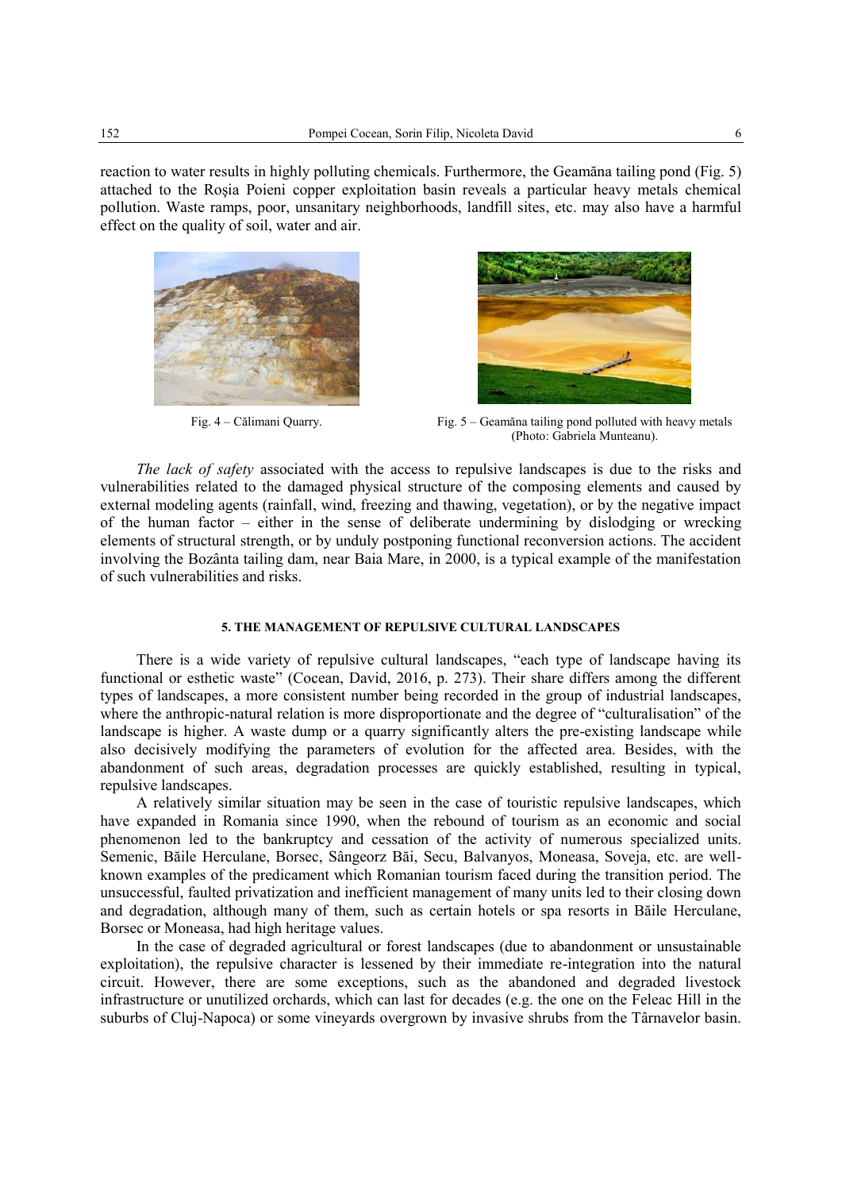reaction to water results in highly polluting chemicals. Furthermore, the Geamăna tailing pond (Fig. 5) attached to the Roşia Poieni copper exploitation basin reveals a particular heavy metals chemical pollution. Waste ramps, poor, unsanitary neighborhoods, landfill sites, etc. may also have a harmful effect on the quality of soil, water and air.

Fig. 4 – Călimani Quarry.

Fig. 5 – Geamăna tailing pond polluted with heavy metals (Photo: Gabriela Munteanu).

*The lack of safety* associated with the access to repulsive landscapes is due to the risks and vulnerabilities related to the damaged physical structure of the composing elements and caused by external modeling agents (rainfall, wind, freezing and thawing, vegetation), or by the negative impact of the human factor – either in the sense of deliberate undermining by dislodging or wrecking elements of structural strength, or by unduly postponing functional reconversion actions. The accident involving the Bozânta tailing dam, near Baia Mare, in 2000, is a typical example of the manifestation of such vulnerabilities and risks.

## 5. THE MANAGEMENT OF REPULSIVE CULTURAL LANDSCAPES

There is a wide variety of repulsive cultural landscapes, "each type of landscape having its functional or esthetic waste" (Cocean, David, 2016, p. 273). Their share differs among the different types of landscapes, a more consistent number being recorded in the group of industrial landscapes, where the anthropic-natural relation is more disproportionate and the degree of "culturalisation" of the landscape is higher. A waste dump or a quarry significantly alters the pre-existing landscape while also decisively modifying the parameters of evolution for the affected area. Besides, with the abandonment of such areas, degradation processes are quickly established, resulting in typical, repulsive landscapes.

A relatively similar situation may be seen in the case of touristic repulsive landscapes, which have expanded in Romania since 1990, when the rebound of tourism as an economic and social phenomenon led to the bankruptcy and cessation of the activity of numerous specialized units. Semenic, Băile Herculane, Borsec, Sângeorz Băi, Secu, Balvanyos, Moneasa, Soveja, etc. are well-known examples of the predicament which Romanian tourism faced during the transition period. The unsuccessful, faulted privatization and inefficient management of many units led to their closing down and degradation, although many of them, such as certain hotels or spa resorts in Băile Herculane, Borsec or Moneasa, had high heritage values.

In the case of degraded agricultural or forest landscapes (due to abandonment or unsustainable exploitation), the repulsive character is lessened by their immediate re-integration into the natural circuit. However, there are some exceptions, such as the abandoned and degraded livestock infrastructure or unutilized orchards, which can last for decades (e.g. the one on the Feleac Hill in the suburbs of Cluj-Napoca) or some vineyards overgrown by invasive shrubs from the Târnavelor basin.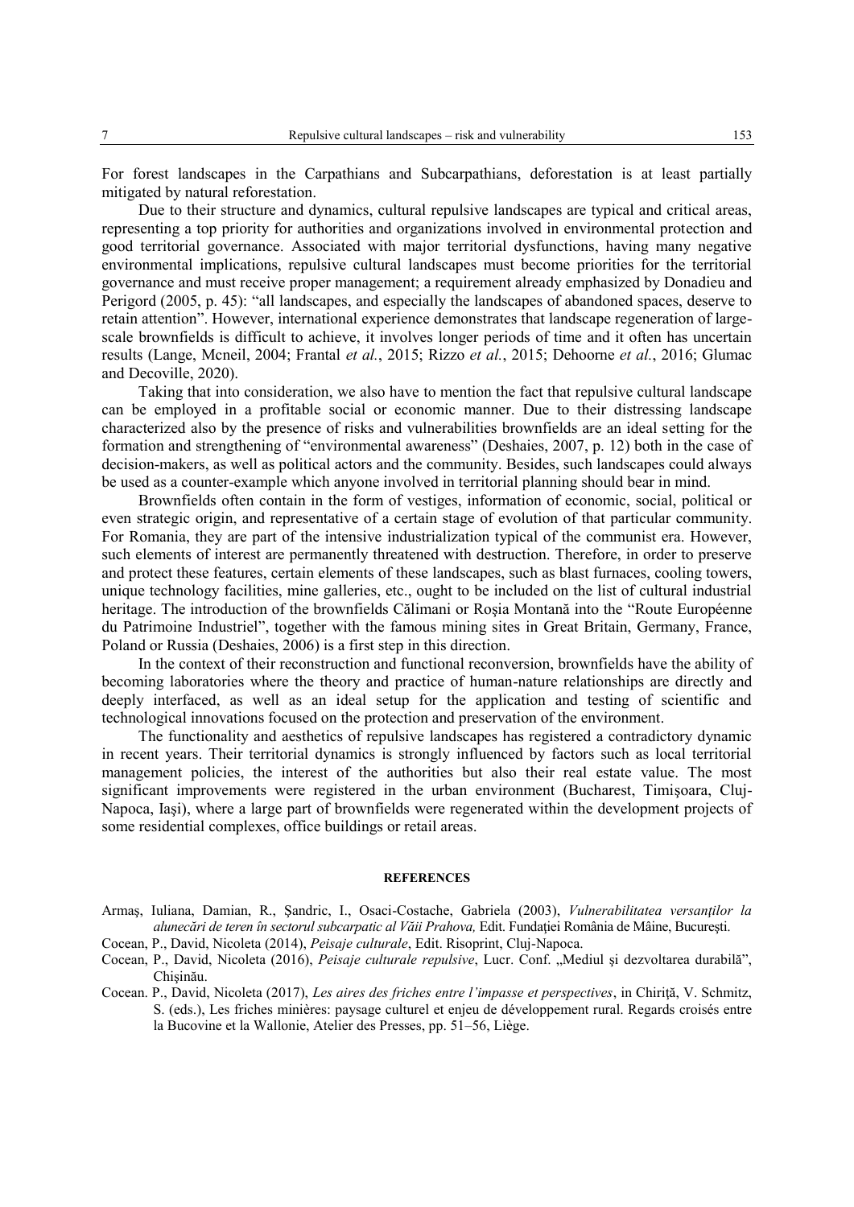For forest landscapes in the Carpathians and Subcarpathians, deforestation is at least partially mitigated by natural reforestation.

Due to their structure and dynamics, cultural repulsive landscapes are typical and critical areas, representing a top priority for authorities and organizations involved in environmental protection and good territorial governance. Associated with major territorial dysfunctions, having many negative environmental implications, repulsive cultural landscapes must become priorities for the territorial governance and must receive proper management; a requirement already emphasized by Donadieu and Perigord (2005, p. 45): "all landscapes, and especially the landscapes of abandoned spaces, deserve to retain attention". However, international experience demonstrates that landscape regeneration of large-scale brownfields is difficult to achieve, it involves longer periods of time and it often has uncertain results (Lange, Mcneil, 2004; Frantal *et al.*, 2015; Rizzo *et al.*, 2015; Dehoorne *et al.*, 2016; Glumac and Decoville, 2020).

Taking that into consideration, we also have to mention the fact that repulsive cultural landscape can be employed in a profitable social or economic manner. Due to their distressing landscape characterized also by the presence of risks and vulnerabilities brownfields are an ideal setting for the formation and strengthening of "environmental awareness" (Deshaies, 2007, p. 12) both in the case of decision-makers, as well as political actors and the community. Besides, such landscapes could always be used as a counter-example which anyone involved in territorial planning should bear in mind.

Brownfields often contain in the form of vestiges, information of economic, social, political or even strategic origin, and representative of a certain stage of evolution of that particular community. For Romania, they are part of the intensive industrialization typical of the communist era. However, such elements of interest are permanently threatened with destruction. Therefore, in order to preserve and protect these features, certain elements of these landscapes, such as blast furnaces, cooling towers, unique technology facilities, mine galleries, etc., ought to be included on the list of cultural industrial heritage. The introduction of the brownfields Călimani or Roşia Montană into the "Route Européenne du Patrimoine Industriel", together with the famous mining sites in Great Britain, Germany, France, Poland or Russia (Deshaies, 2006) is a first step in this direction.

In the context of their reconstruction and functional reconversion, brownfields have the ability of becoming laboratories where the theory and practice of human-nature relationships are directly and deeply interfaced, as well as an ideal setup for the application and testing of scientific and technological innovations focused on the protection and preservation of the environment.

The functionality and aesthetics of repulsive landscapes has registered a contradictory dynamic in recent years. Their territorial dynamics is strongly influenced by factors such as local territorial management policies, the interest of the authorities but also their real estate value. The most significant improvements were registered in the urban environment (Bucharest, Timişoara, Cluj-Napoca, Iaşi), where a large part of brownfields were regenerated within the development projects of some residential complexes, office buildings or retail areas.

## REFERENCES

Armaş, Iuliana, Damian, R., Şandric, I., Osaci-Costache, Gabriela (2003), *Vulnerabilitatea versanţilor la alunecări de teren în sectorul subcarpatic al Văii Prahova,* Edit. Fundaţiei România de Mâine, Bucureşti.

Cocean, P., David, Nicoleta (2014), *Peisaje culturale*, Edit. Risoprint, Cluj-Napoca.

Cocean, P., David, Nicoleta (2016), *Peisaje culturale repulsive*, Lucr. Conf. „Mediul şi dezvoltarea durabilă", Chişinău.

Cocean. P., David, Nicoleta (2017), *Les aires des friches entre l'impasse et perspectives*, in Chiriţă, V. Schmitz, S. (eds.), Les friches minières: paysage culturel et enjeu de développement rural. Regards croisés entre la Bucovine et la Wallonie, Atelier des Presses, pp. 51–56, Liège.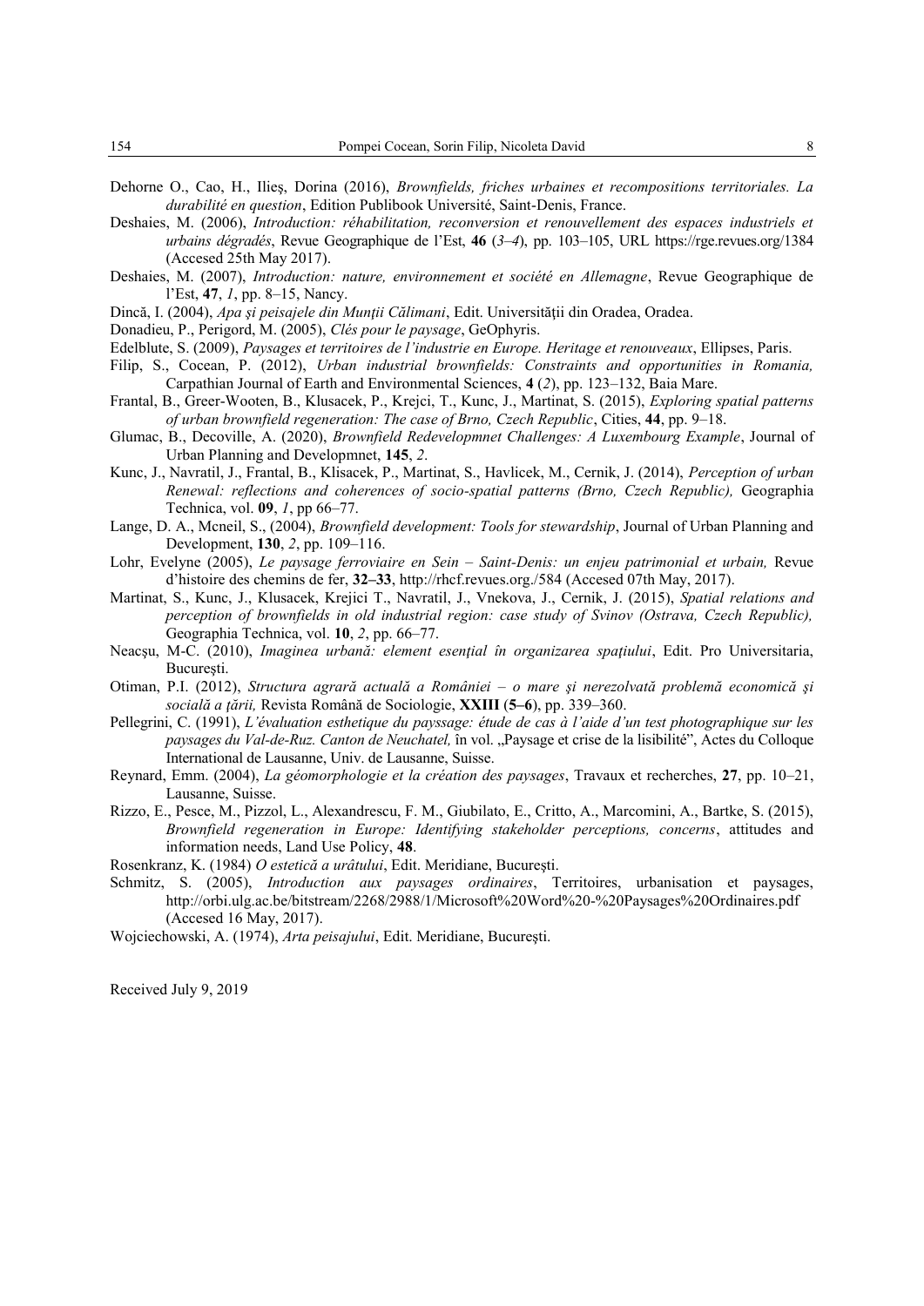Dehorne O., Cao, H., Ilieş, Dorina (2016), *Brownfields, friches urbaines et recompositions territoriales. La durabilité en question*, Edition Publibook Université, Saint-Denis, France.

Deshaies, M. (2006), *Introduction: réhabilitation, reconversion et renouvellement des espaces industriels et urbains dégradés*, Revue Geographique de l'Est, **46** (*3–4*), pp. 103–105, URL https://rge.revues.org/1384 (Accesed 25th May 2017).

Deshaies, M. (2007), *Introduction: nature, environnement et société en Allemagne*, Revue Geographique de l'Est, **47**, *1*, pp. 8–15, Nancy.

Dincă, I. (2004), *Apa şi peisajele din Munţii Călimani*, Edit. Universităţii din Oradea, Oradea.

Donadieu, P., Perigord, M. (2005), *Clés pour le paysage*, GeOphyris.

Edelblute, S. (2009), *Paysages et territoires de l'industrie en Europe. Heritage et renouveaux*, Ellipses, Paris.

Filip, S., Cocean, P. (2012), *Urban industrial brownfields: Constraints and opportunities in Romania,* Carpathian Journal of Earth and Environmental Sciences, **4** (*2*), pp. 123–132, Baia Mare.

Frantal, B., Greer-Wooten, B., Klusacek, P., Krejci, T., Kunc, J., Martinat, S. (2015), *Exploring spatial patterns of urban brownfield regeneration: The case of Brno, Czech Republic*, Cities, **44**, pp. 9–18.

Glumac, B., Decoville, A. (2020), *Brownfield Redevelopmnet Challenges: A Luxembourg Example*, Journal of Urban Planning and Developmnet, **145**, *2*.

Kunc, J., Navratil, J., Frantal, B., Klisacek, P., Martinat, S., Havlicek, M., Cernik, J. (2014), *Perception of urban Renewal: reflections and coherences of socio-spatial patterns (Brno, Czech Republic),* Geographia Technica, vol. **09**, *1*, pp 66–77.

Lange, D. A., Mcneil, S., (2004), *Brownfield development: Tools for stewardship*, Journal of Urban Planning and Development, **130**, *2*, pp. 109–116.

Lohr, Evelyne (2005), *Le paysage ferroviaire en Sein – Saint-Denis: un enjeu patrimonial et urbain,* Revue d'histoire des chemins de fer, **32–33**, http://rhcf.revues.org./584 (Accesed 07th May, 2017).

Martinat, S., Kunc, J., Klusacek, Krejici T., Navratil, J., Vnekova, J., Cernik, J. (2015), *Spatial relations and perception of brownfields in old industrial region: case study of Svinov (Ostrava, Czech Republic),* Geographia Technica, vol. **10**, *2*, pp. 66–77.

Neacşu, M-C. (2010), *Imaginea urbană: element esenţial în organizarea spaţiului*, Edit. Pro Universitaria, Bucureşti.

Otiman, P.I. (2012), *Structura agrară actuală a României – o mare şi nerezolvată problemă economică şi socială a ţării,* Revista Română de Sociologie, **XXIII** (**5–6**), pp. 339–360.

Pellegrini, C. (1991), *L'évaluation esthetique du payssage: étude de cas à l'aide d'un test photographique sur les paysages du Val-de-Ruz. Canton de Neuchatel,* în vol. „Paysage et crise de la lisibilité", Actes du Colloque International de Lausanne, Univ. de Lausanne, Suisse.

Reynard, Emm. (2004), *La géomorphologie et la création des paysages*, Travaux et recherches, **27**, pp. 10–21, Lausanne, Suisse.

Rizzo, E., Pesce, M., Pizzol, L., Alexandrescu, F. M., Giubilato, E., Critto, A., Marcomini, A., Bartke, S. (2015), *Brownfield regeneration in Europe: Identifying stakeholder perceptions, concerns*, attitudes and information needs, Land Use Policy, **48**.

Rosenkranz, K. (1984) *O estetică a urâtului*, Edit. Meridiane, Bucureşti.

Schmitz, S. (2005), *Introduction aux paysages ordinaires*, Territoires, urbanisation et paysages, http://orbi.ulg.ac.be/bitstream/2268/2988/1/Microsoft%20Word%20-%20Paysages%20Ordinaires.pdf (Accesed 16 May, 2017).

Wojciechowski, A. (1974), *Arta peisajului*, Edit. Meridiane, Bucureşti.

Received July 9, 2019